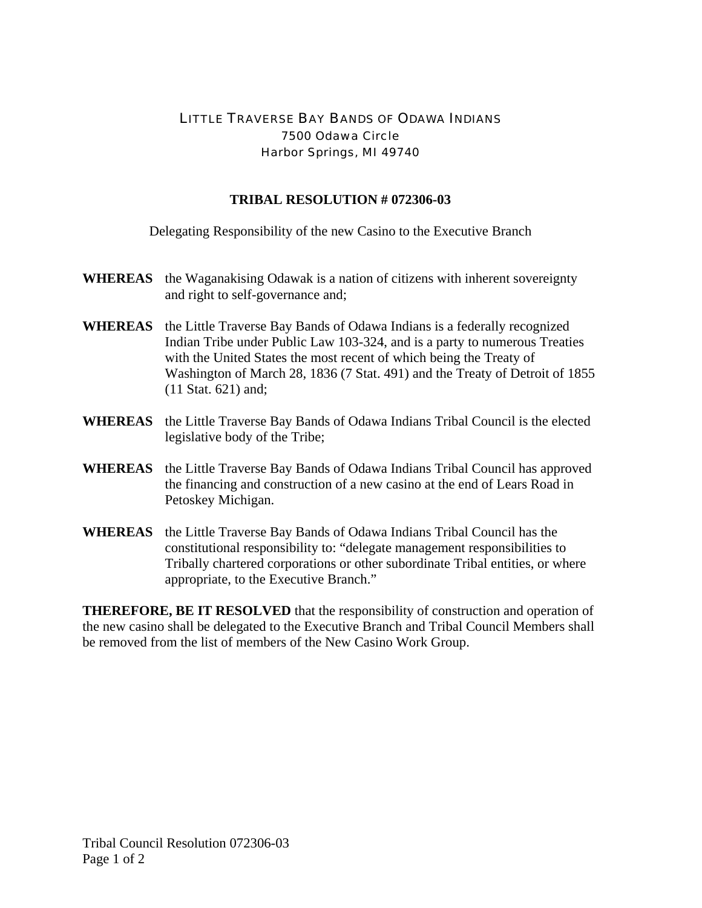LITTLE TRAVERSE BAY BANDS OF ODAWA INDIANS
7500 Odawa Circle
Harbor Springs, MI 49740

**TRIBAL RESOLUTION # 072306-03**

Delegating Responsibility of the new Casino to the Executive Branch

**WHEREAS** the Waganakising Odawak is a nation of citizens with inherent sovereignty and right to self-governance and;

**WHEREAS** the Little Traverse Bay Bands of Odawa Indians is a federally recognized Indian Tribe under Public Law 103-324, and is a party to numerous Treaties with the United States the most recent of which being the Treaty of Washington of March 28, 1836 (7 Stat. 491) and the Treaty of Detroit of 1855 (11 Stat. 621) and;

**WHEREAS** the Little Traverse Bay Bands of Odawa Indians Tribal Council is the elected legislative body of the Tribe;

**WHEREAS** the Little Traverse Bay Bands of Odawa Indians Tribal Council has approved the financing and construction of a new casino at the end of Lears Road in Petoskey Michigan.

**WHEREAS** the Little Traverse Bay Bands of Odawa Indians Tribal Council has the constitutional responsibility to: "delegate management responsibilities to Tribally chartered corporations or other subordinate Tribal entities, or where appropriate, to the Executive Branch."

**THEREFORE, BE IT RESOLVED** that the responsibility of construction and operation of the new casino shall be delegated to the Executive Branch and Tribal Council Members shall be removed from the list of members of the New Casino Work Group.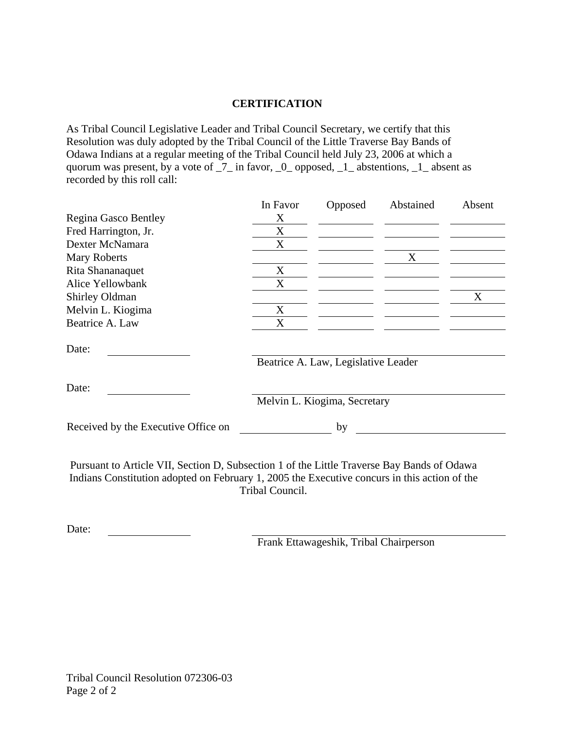## CERTIFICATION

As Tribal Council Legislative Leader and Tribal Council Secretary, we certify that this Resolution was duly adopted by the Tribal Council of the Little Traverse Bay Bands of Odawa Indians at a regular meeting of the Tribal Council held July 23, 2006 at which a quorum was present, by a vote of _7_ in favor, _0_ opposed, _1_ abstentions, _1_ absent as recorded by this roll call:

| | In Favor | Opposed | Abstained | Absent |
|---|---|---|---|---|
| Regina Gasco Bentley | X | | | |
| Fred Harrington, Jr. | X | | | |
| Dexter McNamara | X | | | |
| Mary Roberts | | | X | |
| Rita Shananaquet | X | | | |
| Alice Yellowbank | X | | | |
| Shirley Oldman | | | | X |
| Melvin L. Kiogima | X | | | |
| Beatrice A. Law | X | | | |

Date: ______________

Beatrice A. Law, Legislative Leader

Date: ______________

Melvin L. Kiogima, Secretary

Received by the Executive Office on ______________ by ______________________

Pursuant to Article VII, Section D, Subsection 1 of the Little Traverse Bay Bands of Odawa Indians Constitution adopted on February 1, 2005 the Executive concurs in this action of the Tribal Council.

Date: ______________

Frank Ettawageshik, Tribal Chairperson

Tribal Council Resolution 072306-03